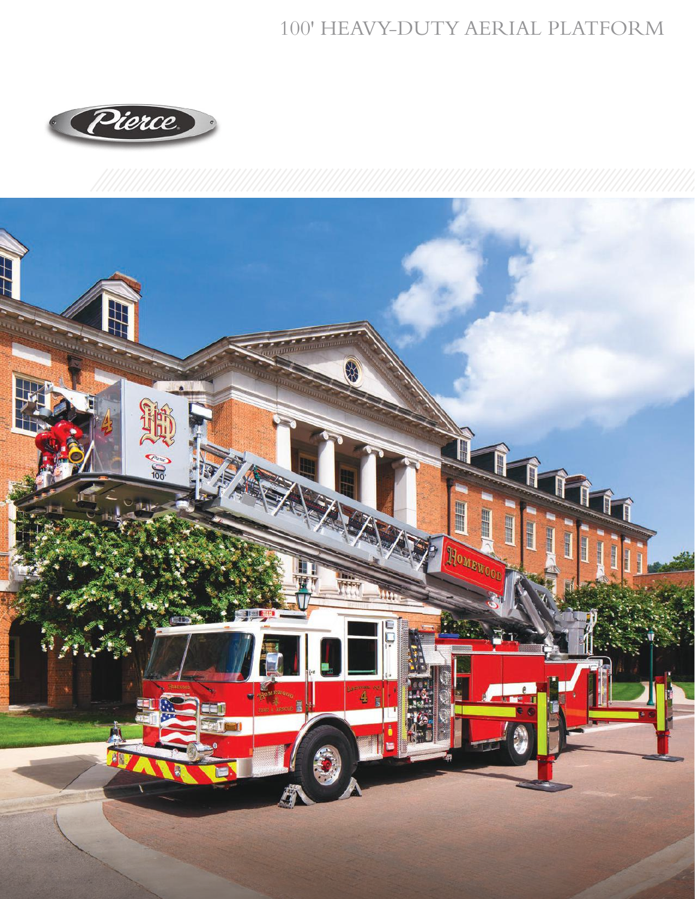# 100' HEAVY-DUTY AERIAL PLATFORM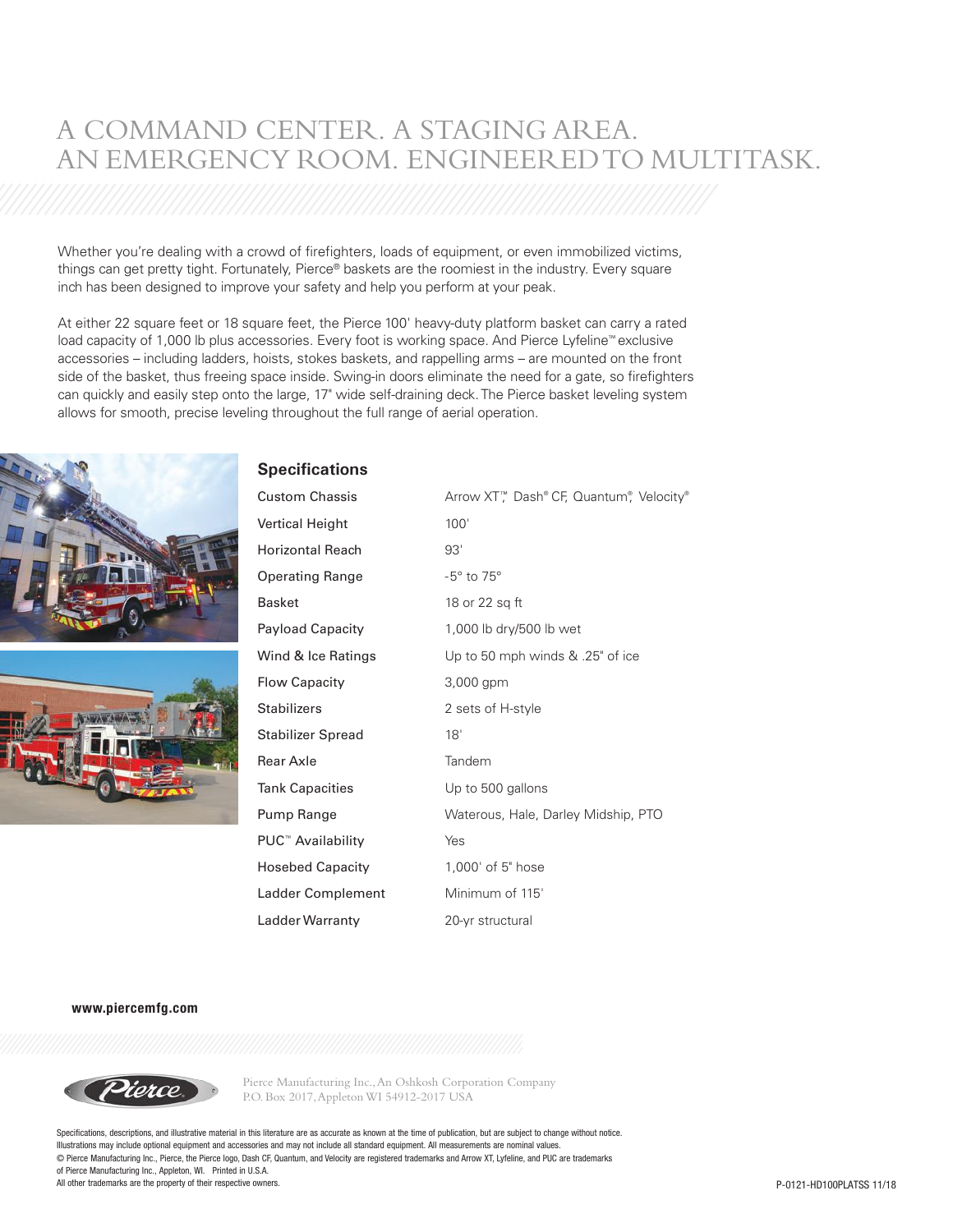# A COMMAND CENTER. A STAGING AREA. AN EMERGENCY ROOM. ENGINEERED TO MULTITASK.

Whether you're dealing with a crowd of firefighters, loads of equipment, or even immobilized victims, things can get pretty tight. Fortunately, Pierce® baskets are the roomiest in the industry. Every square inch has been designed to improve your safety and help you perform at your peak.

At either 22 square feet or 18 square feet, the Pierce 100' heavy-duty platform basket can carry a rated load capacity of 1,000 lb plus accessories. Every foot is working space. And Pierce Lyfeline™ exclusive accessories – including ladders, hoists, stokes baskets, and rappelling arms – are mounted on the front side of the basket, thus freeing space inside. Swing-in doors eliminate the need for a gate, so firefighters can quickly and easily step onto the large, 17" wide self-draining deck. The Pierce basket leveling system allows for smooth, precise leveling throughout the full range of aerial operation.

## Specifications

| | |
|---|---|
| Custom Chassis | Arrow XT™, Dash® CF, Quantum®, Velocity® |
| Vertical Height | 100' |
| Horizontal Reach | 93' |
| Operating Range | -5° to 75° |
| Basket | 18 or 22 sq ft |
| Payload Capacity | 1,000 lb dry/500 lb wet |
| Wind & Ice Ratings | Up to 50 mph winds & .25" of ice |
| Flow Capacity | 3,000 gpm |
| Stabilizers | 2 sets of H-style |
| Stabilizer Spread | 18' |
| Rear Axle | Tandem |
| Tank Capacities | Up to 500 gallons |
| Pump Range | Waterous, Hale, Darley Midship, PTO |
| PUC™ Availability | Yes |
| Hosebed Capacity | 1,000' of 5" hose |
| Ladder Complement | Minimum of 115' |
| Ladder Warranty | 20-yr structural |

**www.piercemfg.com**

Pierce Manufacturing Inc., An Oshkosh Corporation Company
P.O. Box 2017, Appleton WI 54912-2017 USA

Specifications, descriptions, and illustrative material in this literature are as accurate as known at the time of publication, but are subject to change without notice. Illustrations may include optional equipment and accessories and may not include all standard equipment. All measurements are nominal values.
© Pierce Manufacturing Inc., Pierce, the Pierce logo, Dash CF, Quantum, and Velocity are registered trademarks and Arrow XT, Lyfeline, and PUC are trademarks of Pierce Manufacturing Inc., Appleton, WI. Printed in U.S.A.
All other trademarks are the property of their respective owners.

P-0121-HD100PLATSS 11/18